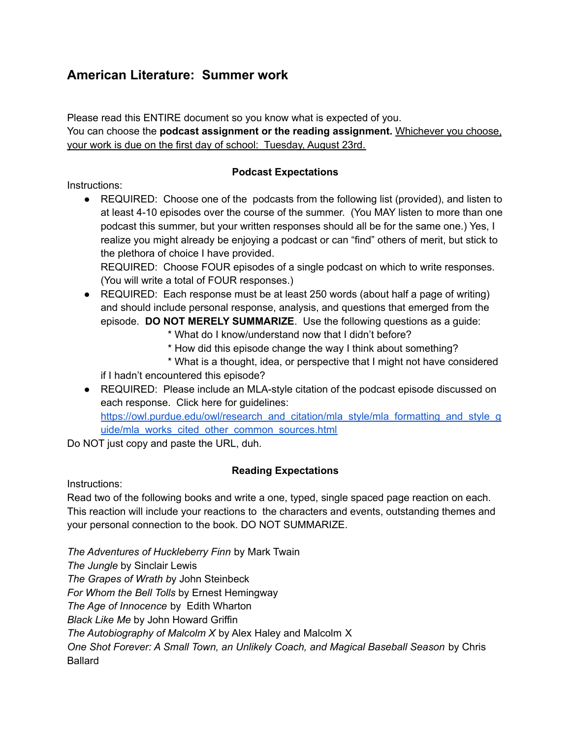# American Literature: Summer work

Please read this ENTIRE document so you know what is expected of you.
You can choose the **podcast assignment or the reading assignment.** <u>Whichever you choose, your work is due on the first day of school: Tuesday, August 23rd.</u>

**Podcast Expectations**

Instructions:

- REQUIRED: Choose one of the podcasts from the following list (provided), and listen to at least 4-10 episodes over the course of the summer. (You MAY listen to more than one podcast this summer, but your written responses should all be for the same one.) Yes, I realize you might already be enjoying a podcast or can "find" others of merit, but stick to the plethora of choice I have provided.
  REQUIRED: Choose FOUR episodes of a single podcast on which to write responses. (You will write a total of FOUR responses.)
- REQUIRED: Each response must be at least 250 words (about half a page of writing) and should include personal response, analysis, and questions that emerged from the episode. **DO NOT MERELY SUMMARIZE**. Use the following questions as a guide:
  * What do I know/understand now that I didn't before?
  * How did this episode change the way I think about something?
  * What is a thought, idea, or perspective that I might not have considered if I hadn't encountered this episode?
- REQUIRED: Please include an MLA-style citation of the podcast episode discussed on each response. Click here for guidelines: [https://owl.purdue.edu/owl/research_and_citation/mla_style/mla_formatting_and_style_guide/mla_works_cited_other_common_sources.html](https://owl.purdue.edu/owl/research_and_citation/mla_style/mla_formatting_and_style_guide/mla_works_cited_other_common_sources.html)

Do NOT just copy and paste the URL, duh.

**Reading Expectations**

Instructions:
Read two of the following books and write a one, typed, single spaced page reaction on each. This reaction will include your reactions to the characters and events, outstanding themes and your personal connection to the book. DO NOT SUMMARIZE.

*The Adventures of Huckleberry Finn* by Mark Twain
*The Jungle* by Sinclair Lewis
*The Grapes of Wrath* by John Steinbeck
*For Whom the Bell Tolls* by Ernest Hemingway
*The Age of Innocence* by Edith Wharton
*Black Like Me* by John Howard Griffin
*The Autobiography of Malcolm X* by Alex Haley and Malcolm X
*One Shot Forever: A Small Town, an Unlikely Coach, and Magical Baseball Season* by Chris Ballard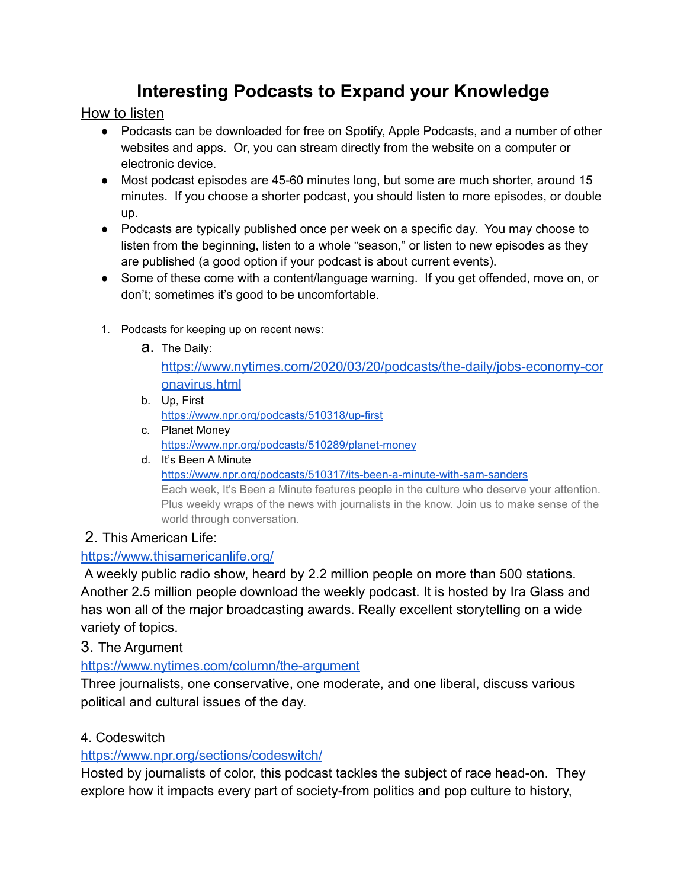# Interesting Podcasts to Expand your Knowledge

How to listen

- Podcasts can be downloaded for free on Spotify, Apple Podcasts, and a number of other websites and apps. Or, you can stream directly from the website on a computer or electronic device.
- Most podcast episodes are 45-60 minutes long, but some are much shorter, around 15 minutes. If you choose a shorter podcast, you should listen to more episodes, or double up.
- Podcasts are typically published once per week on a specific day. You may choose to listen from the beginning, listen to a whole "season," or listen to new episodes as they are published (a good option if your podcast is about current events).
- Some of these come with a content/language warning. If you get offended, move on, or don't; sometimes it's good to be uncomfortable.

1. Podcasts for keeping up on recent news:
   a. The Daily: https://www.nytimes.com/2020/03/20/podcasts/the-daily/jobs-economy-coronavirus.html
   b. Up, First https://www.npr.org/podcasts/510318/up-first
   c. Planet Money https://www.npr.org/podcasts/510289/planet-money
   d. It's Been A Minute https://www.npr.org/podcasts/510317/its-been-a-minute-with-sam-sanders
      Each week, It's Been a Minute features people in the culture who deserve your attention. Plus weekly wraps of the news with journalists in the know. Join us to make sense of the world through conversation.

2. This American Life:
https://www.thisamericanlife.org/
A weekly public radio show, heard by 2.2 million people on more than 500 stations. Another 2.5 million people download the weekly podcast. It is hosted by Ira Glass and has won all of the major broadcasting awards. Really excellent storytelling on a wide variety of topics.

3. The Argument
https://www.nytimes.com/column/the-argument
Three journalists, one conservative, one moderate, and one liberal, discuss various political and cultural issues of the day.

4. Codeswitch
https://www.npr.org/sections/codeswitch/
Hosted by journalists of color, this podcast tackles the subject of race head-on. They explore how it impacts every part of society-from politics and pop culture to history,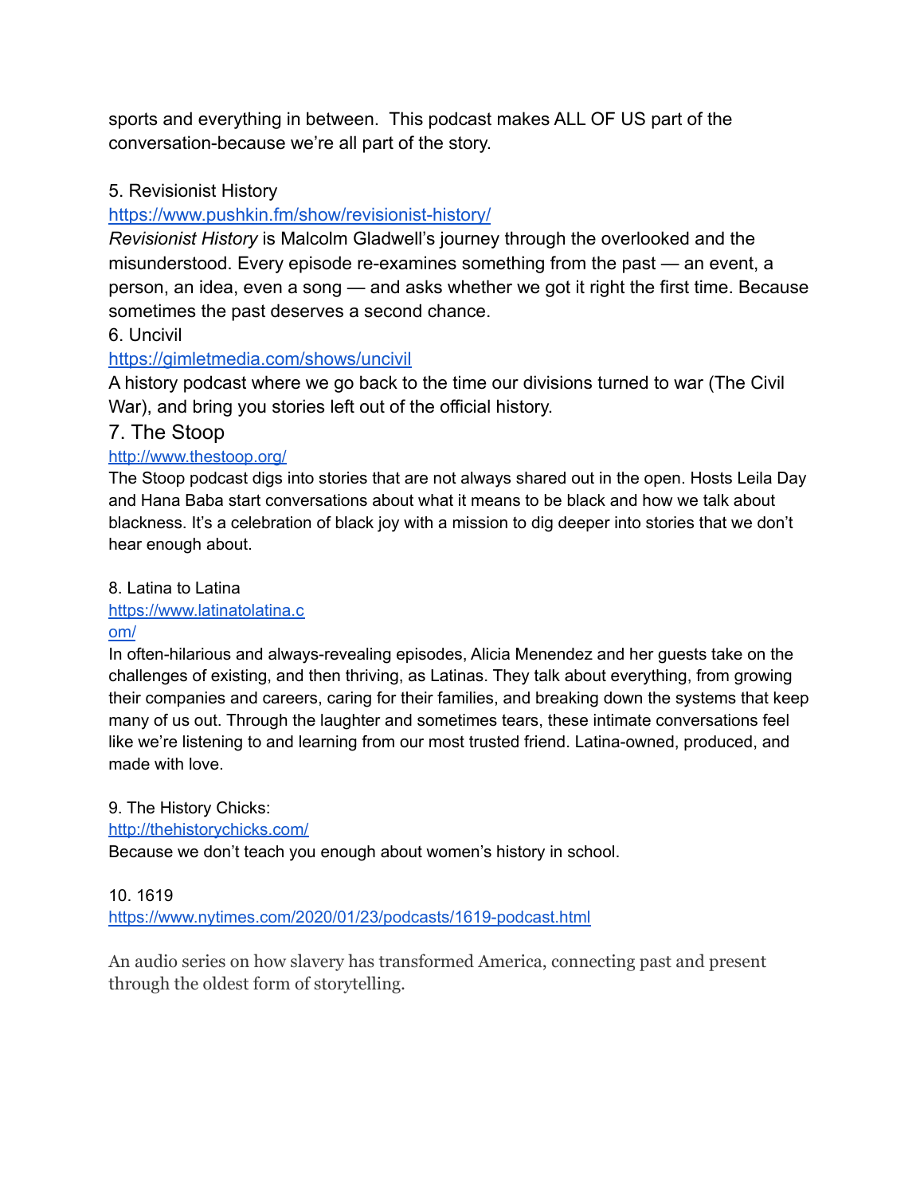sports and everything in between. This podcast makes ALL OF US part of the conversation-because we're all part of the story.

5. Revisionist History
https://www.pushkin.fm/show/revisionist-history/
*Revisionist History* is Malcolm Gladwell's journey through the overlooked and the misunderstood. Every episode re-examines something from the past — an event, a person, an idea, even a song — and asks whether we got it right the first time. Because sometimes the past deserves a second chance.

6. Uncivil
https://gimletmedia.com/shows/uncivil
A history podcast where we go back to the time our divisions turned to war (The Civil War), and bring you stories left out of the official history.

7. The Stoop
http://www.thestoop.org/
The Stoop podcast digs into stories that are not always shared out in the open. Hosts Leila Day and Hana Baba start conversations about what it means to be black and how we talk about blackness. It's a celebration of black joy with a mission to dig deeper into stories that we don't hear enough about.

8. Latina to Latina
https://www.latinatolatina.com/
In often-hilarious and always-revealing episodes, Alicia Menendez and her guests take on the challenges of existing, and then thriving, as Latinas. They talk about everything, from growing their companies and careers, caring for their families, and breaking down the systems that keep many of us out. Through the laughter and sometimes tears, these intimate conversations feel like we're listening to and learning from our most trusted friend. Latina-owned, produced, and made with love.

9. The History Chicks:
http://thehistorychicks.com/
Because we don't teach you enough about women's history in school.

10. 1619
https://www.nytimes.com/2020/01/23/podcasts/1619-podcast.html

An audio series on how slavery has transformed America, connecting past and present through the oldest form of storytelling.